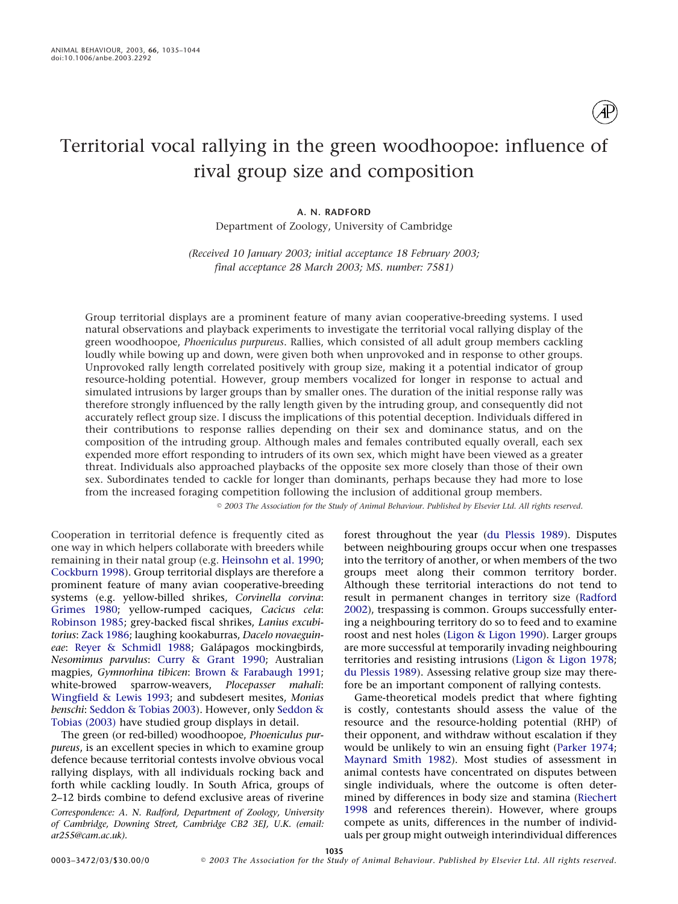# Territorial vocal rallying in the green woodhoopoe: influence of rival group size and composition

**A. N. RADFORD**

Department of Zoology, University of Cambridge

*(Received 10 January 2003; initial acceptance 18 February 2003; final acceptance 28 March 2003; MS. number: 7581)*

Group territorial displays are a prominent feature of many avian cooperative-breeding systems. I used natural observations and playback experiments to investigate the territorial vocal rallying display of the green woodhoopoe, *Phoeniculus purpureus*. Rallies, which consisted of all adult group members cackling loudly while bowing up and down, were given both when unprovoked and in response to other groups. Unprovoked rally length correlated positively with group size, making it a potential indicator of group resource-holding potential. However, group members vocalized for longer in response to actual and simulated intrusions by larger groups than by smaller ones. The duration of the initial response rally was therefore strongly influenced by the rally length given by the intruding group, and consequently did not accurately reflect group size. I discuss the implications of this potential deception. Individuals differed in their contributions to response rallies depending on their sex and dominance status, and on the composition of the intruding group. Although males and females contributed equally overall, each sex expended more effort responding to intruders of its own sex, which might have been viewed as a greater threat. Individuals also approached playbacks of the opposite sex more closely than those of their own sex. Subordinates tended to cackle for longer than dominants, perhaps because they had more to lose from the increased foraging competition following the inclusion of additional group members.

© 2003 The Association for the Study of Animal Behaviour. Published by Elsevier Ltd. All rights reserved.

Cooperation in territorial defence is frequently cited as one way in which helpers collaborate with breeders while remaining in their natal group (e.g. Heinsohn et al. 1990; Cockburn 1998). Group territorial displays are therefore a prominent feature of many avian cooperative-breeding systems (e.g. yellow-billed shrikes, *Corvinella corvina*: Grimes 1980; yellow-rumped caciques, *Cacicus cela*: Robinson 1985; grey-backed fiscal shrikes, *Lanius excubitorius*: Zack 1986; laughing kookaburras, *Dacelo novaeguineae*: Reyer & Schmidl 1988; Galápagos mockingbirds, *Nesomimus parvulus*: Curry & Grant 1990; Australian magpies, *Gymnorhina tibicen*: Brown & Farabaugh 1991; white-browed sparrow-weavers, *Plocepasser mahali*: Wingfield & Lewis 1993; and subdesert mesites, *Monias benschi*: Seddon & Tobias 2003). However, only Seddon & Tobias (2003) have studied group displays in detail.

The green (or red-billed) woodhoopoe, *Phoeniculus purpureus*, is an excellent species in which to examine group defence because territorial contests involve obvious vocal rallying displays, with all individuals rocking back and forth while cackling loudly. In South Africa, groups of 2–12 birds combine to defend exclusive areas of riverine forest throughout the year (du Plessis 1989). Disputes between neighbouring groups occur when one trespasses into the territory of another, or when members of the two groups meet along their common territory border. Although these territorial interactions do not tend to result in permanent changes in territory size (Radford 2002), trespassing is common. Groups successfully entering a neighbouring territory do so to feed and to examine roost and nest holes (Ligon & Ligon 1990). Larger groups are more successful at temporarily invading neighbouring territories and resisting intrusions (Ligon & Ligon 1978; du Plessis 1989). Assessing relative group size may therefore be an important component of rallying contests.

Game-theoretical models predict that where fighting is costly, contestants should assess the value of the resource and the resource-holding potential (RHP) of their opponent, and withdraw without escalation if they would be unlikely to win an ensuing fight (Parker 1974; Maynard Smith 1982). Most studies of assessment in animal contests have concentrated on disputes between single individuals, where the outcome is often determined by differences in body size and stamina (Riechert 1998 and references therein). However, where groups compete as units, differences in the number of individuals per group might outweigh interindividual differences

*Correspondence: A. N. Radford, Department of Zoology, University of Cambridge, Downing Street, Cambridge CB2 3EJ, U.K. (email: ar255@cam.ac.uk).*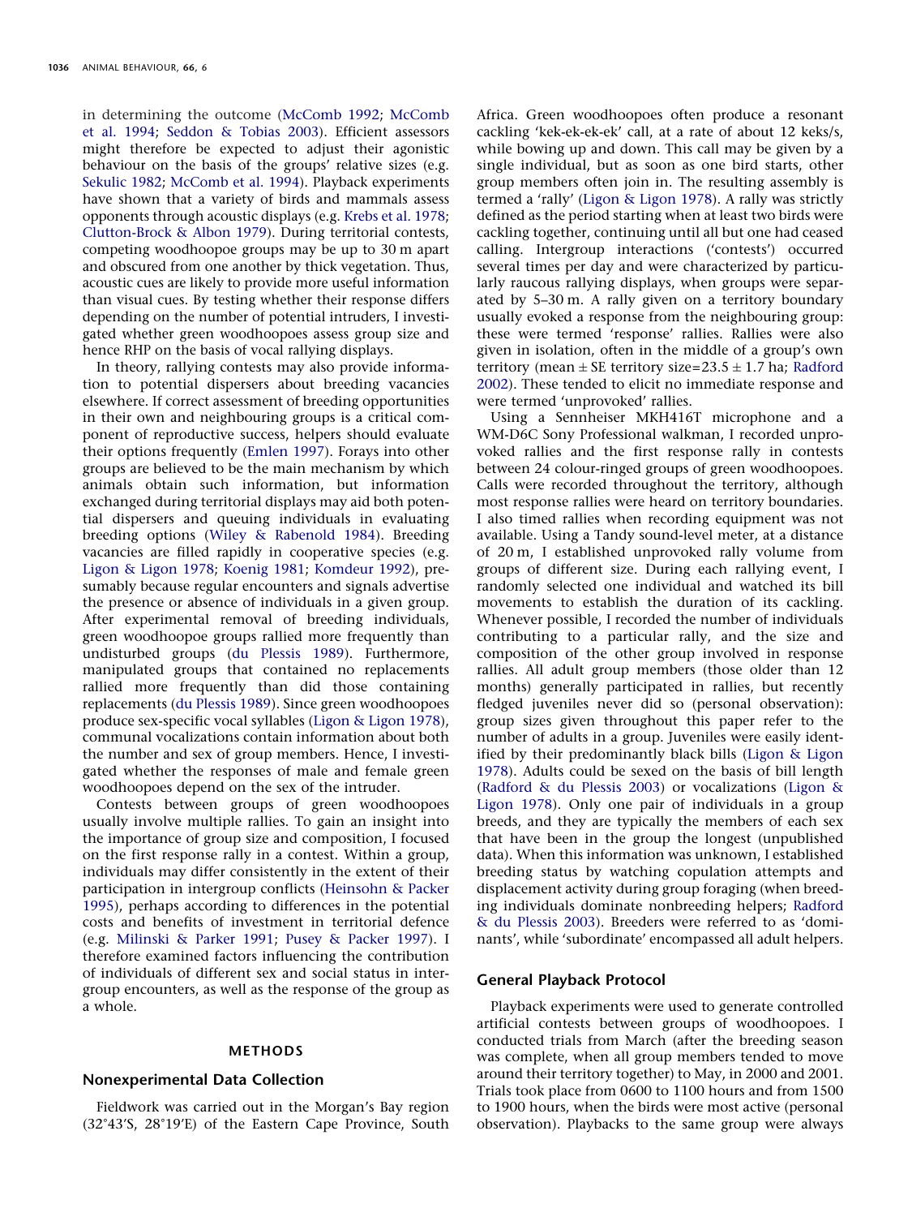in determining the outcome (McComb 1992; McComb et al. 1994; Seddon & Tobias 2003). Efficient assessors might therefore be expected to adjust their agonistic behaviour on the basis of the groups' relative sizes (e.g. Sekulic 1982; McComb et al. 1994). Playback experiments have shown that a variety of birds and mammals assess opponents through acoustic displays (e.g. Krebs et al. 1978; Clutton-Brock & Albon 1979). During territorial contests, competing woodhoopoe groups may be up to 30 m apart and obscured from one another by thick vegetation. Thus, acoustic cues are likely to provide more useful information than visual cues. By testing whether their response differs depending on the number of potential intruders, I investigated whether green woodhoopoes assess group size and hence RHP on the basis of vocal rallying displays.

In theory, rallying contests may also provide information to potential dispersers about breeding vacancies elsewhere. If correct assessment of breeding opportunities in their own and neighbouring groups is a critical component of reproductive success, helpers should evaluate their options frequently (Emlen 1997). Forays into other groups are believed to be the main mechanism by which animals obtain such information, but information exchanged during territorial displays may aid both potential dispersers and queuing individuals in evaluating breeding options (Wiley & Rabenold 1984). Breeding vacancies are filled rapidly in cooperative species (e.g. Ligon & Ligon 1978; Koenig 1981; Komdeur 1992), presumably because regular encounters and signals advertise the presence or absence of individuals in a given group. After experimental removal of breeding individuals, green woodhoopoe groups rallied more frequently than undisturbed groups (du Plessis 1989). Furthermore, manipulated groups that contained no replacements rallied more frequently than did those containing replacements (du Plessis 1989). Since green woodhoopoes produce sex-specific vocal syllables (Ligon & Ligon 1978), communal vocalizations contain information about both the number and sex of group members. Hence, I investigated whether the responses of male and female green woodhoopoes depend on the sex of the intruder.

Contests between groups of green woodhoopoes usually involve multiple rallies. To gain an insight into the importance of group size and composition, I focused on the first response rally in a contest. Within a group, individuals may differ consistently in the extent of their participation in intergroup conflicts (Heinsohn & Packer 1995), perhaps according to differences in the potential costs and benefits of investment in territorial defence (e.g. Milinski & Parker 1991; Pusey & Packer 1997). I therefore examined factors influencing the contribution of individuals of different sex and social status in intergroup encounters, as well as the response of the group as a whole.

## METHODS

### Nonexperimental Data Collection

Fieldwork was carried out in the Morgan's Bay region (32°43′S, 28°19′E) of the Eastern Cape Province, South Africa. Green woodhoopoes often produce a resonant cackling 'kek-ek-ek-ek' call, at a rate of about 12 keks/s, while bowing up and down. This call may be given by a single individual, but as soon as one bird starts, other group members often join in. The resulting assembly is termed a 'rally' (Ligon & Ligon 1978). A rally was strictly defined as the period starting when at least two birds were cackling together, continuing until all but one had ceased calling. Intergroup interactions ('contests') occurred several times per day and were characterized by particularly raucous rallying displays, when groups were separated by 5–30 m. A rally given on a territory boundary usually evoked a response from the neighbouring group: these were termed 'response' rallies. Rallies were also given in isolation, often in the middle of a group's own territory (mean ± SE territory size=23.5 ± 1.7 ha; Radford 2002). These tended to elicit no immediate response and were termed 'unprovoked' rallies.

Using a Sennheiser MKH416T microphone and a WM-D6C Sony Professional walkman, I recorded unprovoked rallies and the first response rally in contests between 24 colour-ringed groups of green woodhoopoes. Calls were recorded throughout the territory, although most response rallies were heard on territory boundaries. I also timed rallies when recording equipment was not available. Using a Tandy sound-level meter, at a distance of 20 m, I established unprovoked rally volume from groups of different size. During each rallying event, I randomly selected one individual and watched its bill movements to establish the duration of its cackling. Whenever possible, I recorded the number of individuals contributing to a particular rally, and the size and composition of the other group involved in response rallies. All adult group members (those older than 12 months) generally participated in rallies, but recently fledged juveniles never did so (personal observation): group sizes given throughout this paper refer to the number of adults in a group. Juveniles were easily identified by their predominantly black bills (Ligon & Ligon 1978). Adults could be sexed on the basis of bill length (Radford & du Plessis 2003) or vocalizations (Ligon & Ligon 1978). Only one pair of individuals in a group breeds, and they are typically the members of each sex that have been in the group the longest (unpublished data). When this information was unknown, I established breeding status by watching copulation attempts and displacement activity during group foraging (when breeding individuals dominate nonbreeding helpers; Radford & du Plessis 2003). Breeders were referred to as 'dominants', while 'subordinate' encompassed all adult helpers.

### General Playback Protocol

Playback experiments were used to generate controlled artificial contests between groups of woodhoopoes. I conducted trials from March (after the breeding season was complete, when all group members tended to move around their territory together) to May, in 2000 and 2001. Trials took place from 0600 to 1100 hours and from 1500 to 1900 hours, when the birds were most active (personal observation). Playbacks to the same group were always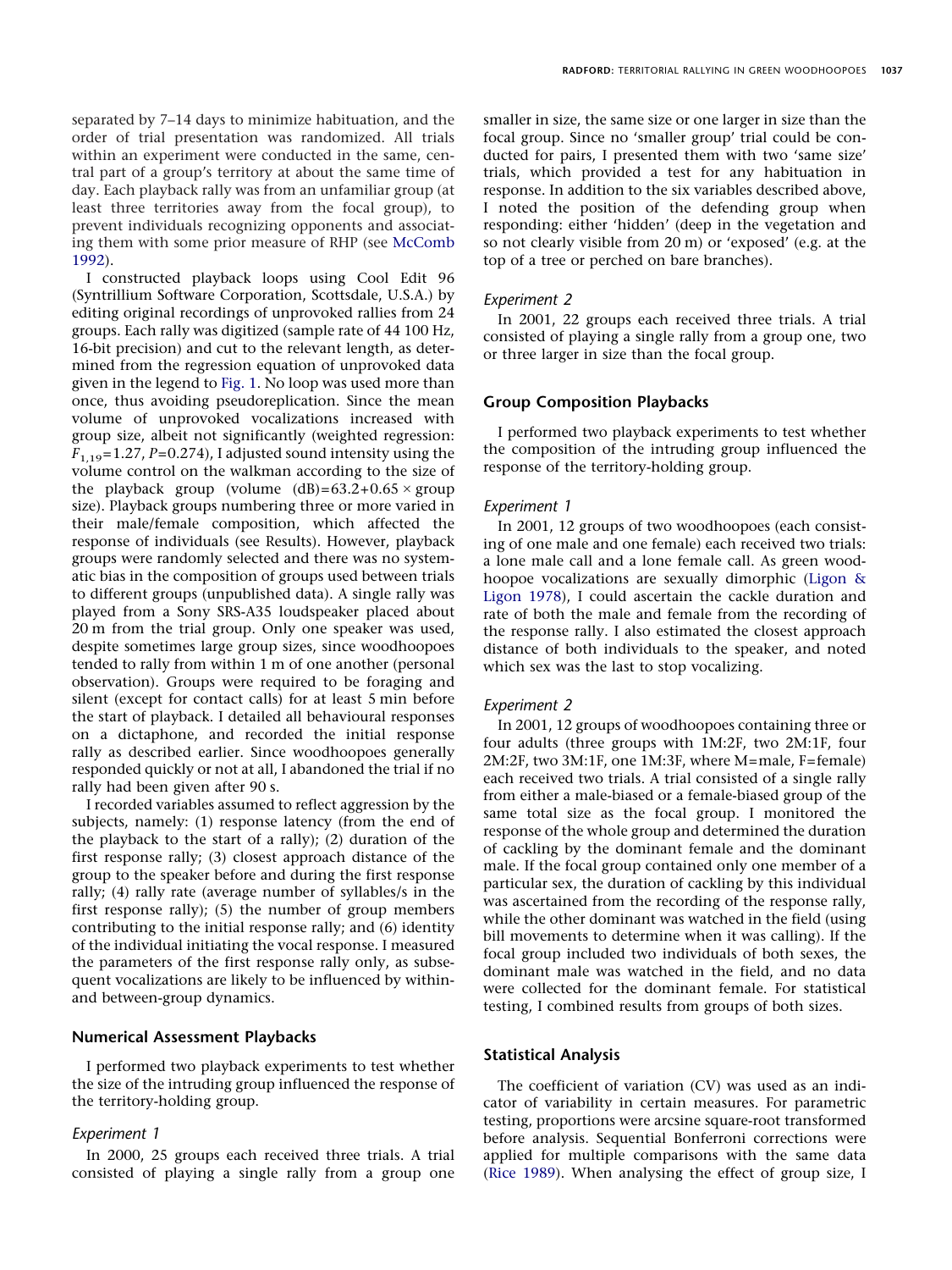separated by 7–14 days to minimize habituation, and the order of trial presentation was randomized. All trials within an experiment were conducted in the same, central part of a group's territory at about the same time of day. Each playback rally was from an unfamiliar group (at least three territories away from the focal group), to prevent individuals recognizing opponents and associating them with some prior measure of RHP (see McComb 1992).

I constructed playback loops using Cool Edit 96 (Syntrillium Software Corporation, Scottsdale, U.S.A.) by editing original recordings of unprovoked rallies from 24 groups. Each rally was digitized (sample rate of 44 100 Hz, 16-bit precision) and cut to the relevant length, as determined from the regression equation of unprovoked data given in the legend to Fig. 1. No loop was used more than once, thus avoiding pseudoreplication. Since the mean volume of unprovoked vocalizations increased with group size, albeit not significantly (weighted regression: $F_{1,19}=1.27$, $P=0.274$), I adjusted sound intensity using the volume control on the walkman according to the size of the playback group (volume (dB)$=63.2+0.65\times$group size). Playback groups numbering three or more varied in their male/female composition, which affected the response of individuals (see Results). However, playback groups were randomly selected and there was no systematic bias in the composition of groups used between trials to different groups (unpublished data). A single rally was played from a Sony SRS-A35 loudspeaker placed about 20 m from the trial group. Only one speaker was used, despite sometimes large group sizes, since woodhoopoes tended to rally from within 1 m of one another (personal observation). Groups were required to be foraging and silent (except for contact calls) for at least 5 min before the start of playback. I detailed all behavioural responses on a dictaphone, and recorded the initial response rally as described earlier. Since woodhoopoes generally responded quickly or not at all, I abandoned the trial if no rally had been given after 90 s.

I recorded variables assumed to reflect aggression by the subjects, namely: (1) response latency (from the end of the playback to the start of a rally); (2) duration of the first response rally; (3) closest approach distance of the group to the speaker before and during the first response rally; (4) rally rate (average number of syllables/s in the first response rally); (5) the number of group members contributing to the initial response rally; and (6) identity of the individual initiating the vocal response. I measured the parameters of the first response rally only, as subsequent vocalizations are likely to be influenced by within- and between-group dynamics.

## Numerical Assessment Playbacks

I performed two playback experiments to test whether the size of the intruding group influenced the response of the territory-holding group.

### *Experiment 1*

In 2000, 25 groups each received three trials. A trial consisted of playing a single rally from a group one smaller in size, the same size or one larger in size than the focal group. Since no 'smaller group' trial could be conducted for pairs, I presented them with two 'same size' trials, which provided a test for any habituation in response. In addition to the six variables described above, I noted the position of the defending group when responding: either 'hidden' (deep in the vegetation and so not clearly visible from 20 m) or 'exposed' (e.g. at the top of a tree or perched on bare branches).

### *Experiment 2*

In 2001, 22 groups each received three trials. A trial consisted of playing a single rally from a group one, two or three larger in size than the focal group.

## Group Composition Playbacks

I performed two playback experiments to test whether the composition of the intruding group influenced the response of the territory-holding group.

### *Experiment 1*

In 2001, 12 groups of two woodhoopoes (each consisting of one male and one female) each received two trials: a lone male call and a lone female call. As green woodhoopoe vocalizations are sexually dimorphic (Ligon & Ligon 1978), I could ascertain the cackle duration and rate of both the male and female from the recording of the response rally. I also estimated the closest approach distance of both individuals to the speaker, and noted which sex was the last to stop vocalizing.

### *Experiment 2*

In 2001, 12 groups of woodhoopoes containing three or four adults (three groups with 1M:2F, two 2M:1F, four 2M:2F, two 3M:1F, one 1M:3F, where M=male, F=female) each received two trials. A trial consisted of a single rally from either a male-biased or a female-biased group of the same total size as the focal group. I monitored the response of the whole group and determined the duration of cackling by the dominant female and the dominant male. If the focal group contained only one member of a particular sex, the duration of cackling by this individual was ascertained from the recording of the response rally, while the other dominant was watched in the field (using bill movements to determine when it was calling). If the focal group included two individuals of both sexes, the dominant male was watched in the field, and no data were collected for the dominant female. For statistical testing, I combined results from groups of both sizes.

## Statistical Analysis

The coefficient of variation (CV) was used as an indicator of variability in certain measures. For parametric testing, proportions were arcsine square-root transformed before analysis. Sequential Bonferroni corrections were applied for multiple comparisons with the same data (Rice 1989). When analysing the effect of group size, I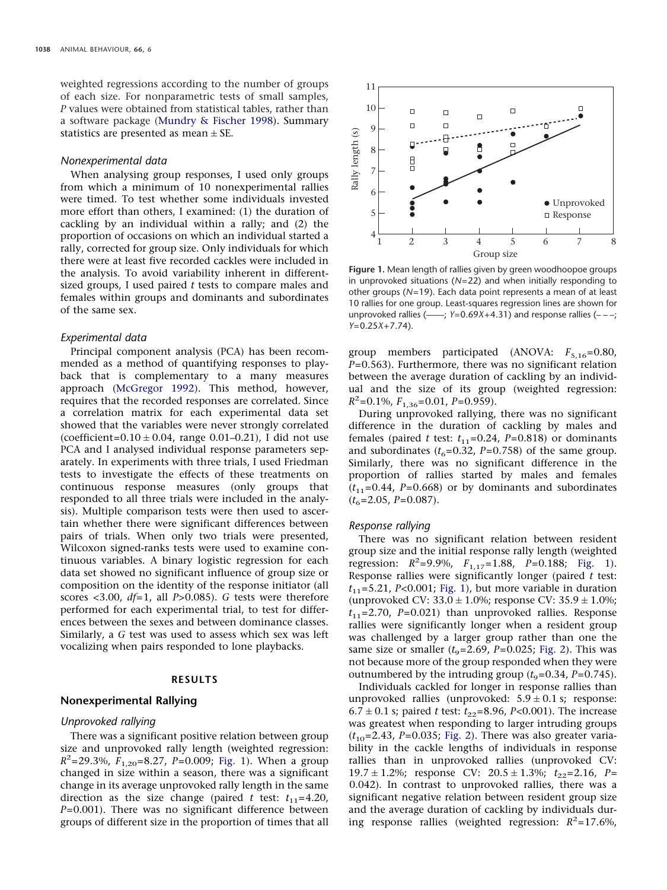weighted regressions according to the number of groups of each size. For nonparametric tests of small samples, *P* values were obtained from statistical tables, rather than a software package (Mundry & Fischer 1998). Summary statistics are presented as mean ± SE.

### Nonexperimental data

When analysing group responses, I used only groups from which a minimum of 10 nonexperimental rallies were timed. To test whether some individuals invested more effort than others, I examined: (1) the duration of cackling by an individual within a rally; and (2) the proportion of occasions on which an individual started a rally, corrected for group size. Only individuals for which there were at least five recorded cackles were included in the analysis. To avoid variability inherent in different-sized groups, I used paired *t* tests to compare males and females within groups and dominants and subordinates of the same sex.

### Experimental data

Principal component analysis (PCA) has been recommended as a method of quantifying responses to playback that is complementary to a many measures approach (McGregor 1992). This method, however, requires that the recorded responses are correlated. Since a correlation matrix for each experimental data set showed that the variables were never strongly correlated (coefficient=0.10 ± 0.04, range 0.01–0.21), I did not use PCA and I analysed individual response parameters separately. In experiments with three trials, I used Friedman tests to investigate the effects of these treatments on continuous response measures (only groups that responded to all three trials were included in the analysis). Multiple comparison tests were then used to ascertain whether there were significant differences between pairs of trials. When only two trials were presented, Wilcoxon signed-ranks tests were used to examine continuous variables. A binary logistic regression for each data set showed no significant influence of group size or composition on the identity of the response initiator (all scores <3.00, *df*=1, all *P*>0.085). *G* tests were therefore performed for each experimental trial, to test for differences between the sexes and between dominance classes. Similarly, a *G* test was used to assess which sex was left vocalizing when pairs responded to lone playbacks.

## RESULTS

## Nonexperimental Rallying

### Unprovoked rallying

There was a significant positive relation between group size and unprovoked rally length (weighted regression: $R^2$=29.3%, $F_{1,20}$=8.27, *P*=0.009; Fig. 1). When a group changed in size within a season, there was a significant change in its average unprovoked rally length in the same direction as the size change (paired *t* test: $t_{11}$=4.20, *P*=0.001). There was no significant difference between groups of different size in the proportion of times that all group members participated (ANOVA: $F_{5,16}$=0.80, *P*=0.563). Furthermore, there was no significant relation between the average duration of cackling by an individual and the size of its group (weighted regression: $R^2$=0.1%, $F_{1,36}$=0.01, *P*=0.959).

Figure 1. Mean length of rallies given by green woodhoopoe groups in unprovoked situations (*N*=22) and when initially responding to other groups (*N*=19). Each data point represents a mean of at least 10 rallies for one group. Least-squares regression lines are shown for unprovoked rallies (——; *Y*=0.69*X*+4.31) and response rallies (– – –; *Y*=0.25*X*+7.74).

During unprovoked rallying, there was no significant difference in the duration of cackling by males and females (paired *t* test: $t_{11}$=0.24, *P*=0.818) or dominants and subordinates ($t_6$=0.32, *P*=0.758) of the same group. Similarly, there was no significant difference in the proportion of rallies started by males and females ($t_{11}$=0.44, *P*=0.668) or by dominants and subordinates ($t_6$=2.05, *P*=0.087).

### Response rallying

There was no significant relation between resident group size and the initial response rally length (weighted regression: $R^2$=9.9%, $F_{1,17}$=1.88, *P*=0.188; Fig. 1). Response rallies were significantly longer (paired *t* test: $t_{11}$=5.21, *P*<0.001; Fig. 1), but more variable in duration (unprovoked CV: 33.0 ± 1.0%; response CV: 35.9 ± 1.0%; $t_{11}$=2.70, *P*=0.021) than unprovoked rallies. Response rallies were significantly longer when a resident group was challenged by a larger group rather than one the same size or smaller ($t_9$=2.69, *P*=0.025; Fig. 2). This was not because more of the group responded when they were outnumbered by the intruding group ($t_9$=0.34, *P*=0.745).

Individuals cackled for longer in response rallies than unprovoked rallies (unprovoked: 5.9 ± 0.1 s; response: 6.7 ± 0.1 s; paired *t* test: $t_{22}$=8.96, *P*<0.001). The increase was greatest when responding to larger intruding groups ($t_{10}$=2.43, *P*=0.035; Fig. 2). There was also greater variability in the cackle lengths of individuals in response rallies than in unprovoked rallies (unprovoked CV: 19.7 ± 1.2%; response CV: 20.5 ± 1.3%; $t_{22}$=2.16, *P*=0.042). In contrast to unprovoked rallies, there was a significant negative relation between resident group size and the average duration of cackling by individuals during response rallies (weighted regression: $R^2$=17.6%,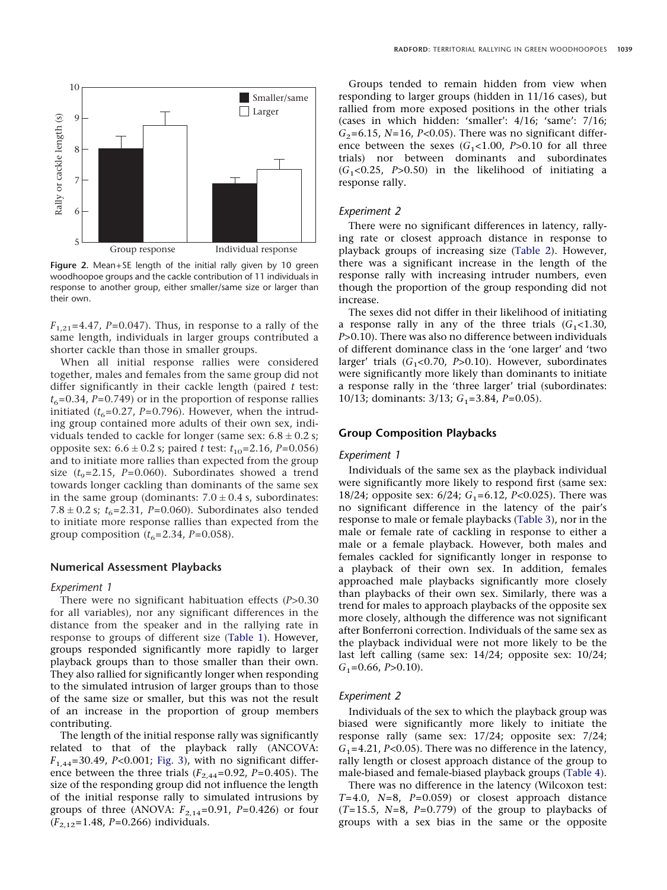Figure 2. Mean+SE length of the initial rally given by 10 green woodhoopoe groups and the cackle contribution of 11 individuals in response to another group, either smaller/same size or larger than their own.

$F_{1,21}$=4.47, $P$=0.047). Thus, in response to a rally of the same length, individuals in larger groups contributed a shorter cackle than those in smaller groups.

When all initial response rallies were considered together, males and females from the same group did not differ significantly in their cackle length (paired $t$ test: $t_6$=0.34, $P$=0.749) or in the proportion of response rallies initiated ($t_6$=0.27, $P$=0.796). However, when the intruding group contained more adults of their own sex, individuals tended to cackle for longer (same sex: 6.8 ± 0.2 s; opposite sex: 6.6 ± 0.2 s; paired $t$ test: $t_{10}$=2.16, $P$=0.056) and to initiate more rallies than expected from the group size ($t_9$=2.15, $P$=0.060). Subordinates showed a trend towards longer cackling than dominants of the same sex in the same group (dominants: 7.0 ± 0.4 s, subordinates: 7.8 ± 0.2 s; $t_6$=2.31, $P$=0.060). Subordinates also tended to initiate more response rallies than expected from the group composition ($t_6$=2.34, $P$=0.058).

## Numerical Assessment Playbacks

### Experiment 1

There were no significant habituation effects ($P$>0.30 for all variables), nor any significant differences in the distance from the speaker and in the rallying rate in response to groups of different size (Table 1). However, groups responded significantly more rapidly to larger playback groups than to those smaller than their own. They also rallied for significantly longer when responding to the simulated intrusion of larger groups than to those of the same size or smaller, but this was not the result of an increase in the proportion of group members contributing.

The length of the initial response rally was significantly related to that of the playback rally (ANCOVA: $F_{1,44}$=30.49, $P$<0.001; Fig. 3), with no significant difference between the three trials ($F_{2,44}$=0.92, $P$=0.405). The size of the responding group did not influence the length of the initial response rally to simulated intrusions by groups of three (ANOVA: $F_{2,14}$=0.91, $P$=0.426) or four ($F_{2,12}$=1.48, $P$=0.266) individuals.

Groups tended to remain hidden from view when responding to larger groups (hidden in 11/16 cases), but rallied from more exposed positions in the other trials (cases in which hidden: 'smaller': 4/16; 'same': 7/16; $G_2$=6.15, $N$=16, $P$<0.05). There was no significant difference between the sexes ($G_1$<1.00, $P$>0.10 for all three trials) nor between dominants and subordinates ($G_1$<0.25, $P$>0.50) in the likelihood of initiating a response rally.

### Experiment 2

There were no significant differences in latency, rallying rate or closest approach distance in response to playback groups of increasing size (Table 2). However, there was a significant increase in the length of the response rally with increasing intruder numbers, even though the proportion of the group responding did not increase.

The sexes did not differ in their likelihood of initiating a response rally in any of the three trials ($G_1$<1.30, $P$>0.10). There was also no difference between individuals of different dominance class in the 'one larger' and 'two larger' trials ($G_1$<0.70, $P$>0.10). However, subordinates were significantly more likely than dominants to initiate a response rally in the 'three larger' trial (subordinates: 10/13; dominants: 3/13; $G_1$=3.84, $P$=0.05).

## Group Composition Playbacks

### Experiment 1

Individuals of the same sex as the playback individual were significantly more likely to respond first (same sex: 18/24; opposite sex: 6/24; $G_1$=6.12, $P$<0.025). There was no significant difference in the latency of the pair's response to male or female playbacks (Table 3), nor in the male or female rate of cackling in response to either a male or a female playback. However, both males and females cackled for significantly longer in response to a playback of their own sex. In addition, females approached male playbacks significantly more closely than playbacks of their own sex. Similarly, there was a trend for males to approach playbacks of the opposite sex more closely, although the difference was not significant after Bonferroni correction. Individuals of the same sex as the playback individual were not more likely to be the last left calling (same sex: 14/24; opposite sex: 10/24; $G_1$=0.66, $P$>0.10).

### Experiment 2

Individuals of the sex to which the playback group was biased were significantly more likely to initiate the response rally (same sex: 17/24; opposite sex: 7/24; $G_1$=4.21, $P$<0.05). There was no difference in the latency, rally length or closest approach distance of the group to male-biased and female-biased playback groups (Table 4).

There was no difference in the latency (Wilcoxon test: $T$=4.0, $N$=8, $P$=0.059) or closest approach distance ($T$=15.5, $N$=8, $P$=0.779) of the group to playbacks of groups with a sex bias in the same or the opposite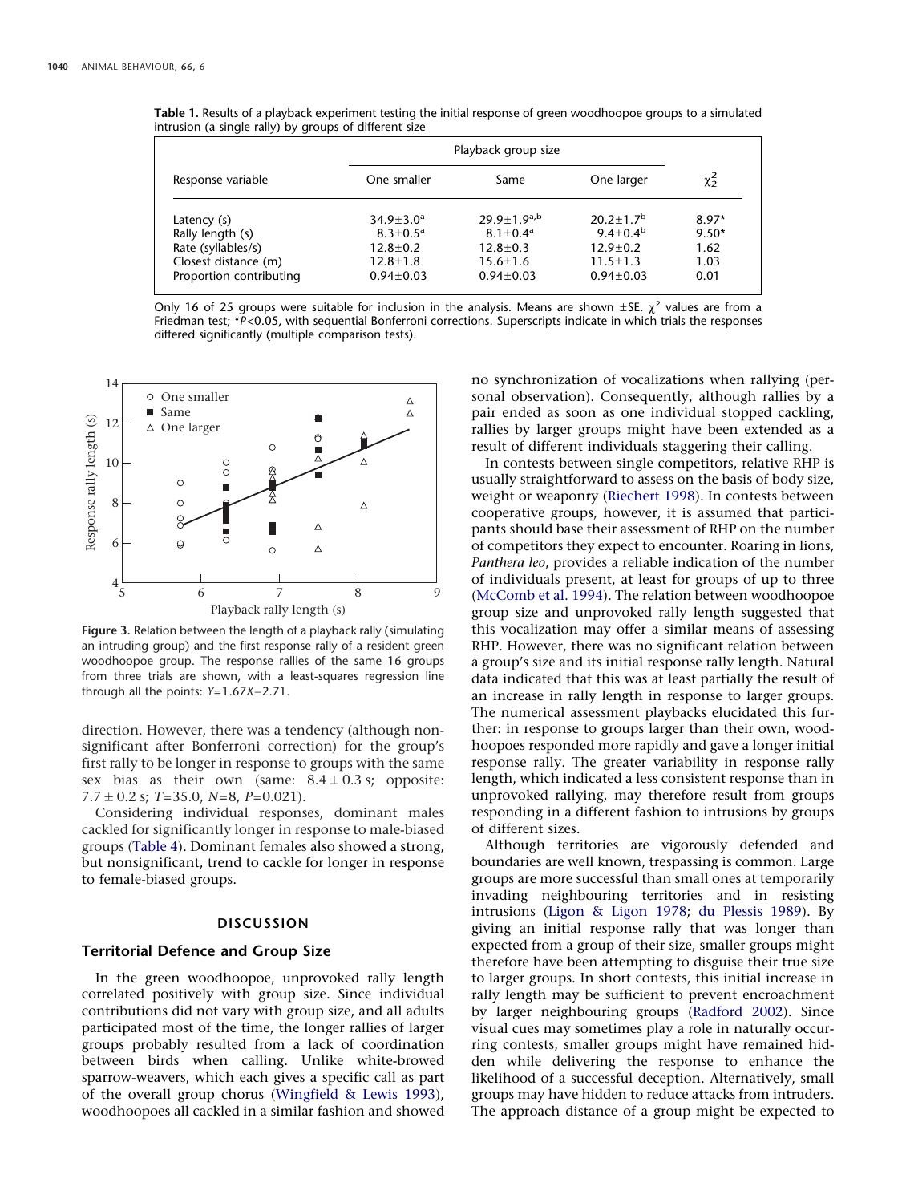**Table 1.** Results of a playback experiment testing the initial response of green woodhoopoe groups to a simulated intrusion (a single rally) by groups of different size

| Response variable | Playback group size | | | $\chi^2_2$ |
|---|---|---|---|---|
| | One smaller | Same | One larger | |
| Latency (s) | $34.9\pm3.0^{a}$ | $29.9\pm1.9^{a,b}$ | $20.2\pm1.7^{b}$ | 8.97* |
| Rally length (s) | $8.3\pm0.5^{a}$ | $8.1\pm0.4^{a}$ | $9.4\pm0.4^{b}$ | 9.50* |
| Rate (syllables/s) | $12.8\pm0.2$ | $12.8\pm0.3$ | $12.9\pm0.2$ | 1.62 |
| Closest distance (m) | $12.8\pm1.8$ | $15.6\pm1.6$ | $11.5\pm1.3$ | 1.03 |
| Proportion contributing | $0.94\pm0.03$ | $0.94\pm0.03$ | $0.94\pm0.03$ | 0.01 |

Only 16 of 25 groups were suitable for inclusion in the analysis. Means are shown ±SE. $\chi^2$ values are from a Friedman test; *$P<0.05$, with sequential Bonferroni corrections. Superscripts indicate in which trials the responses differed significantly (multiple comparison tests).

**Figure 3.** Relation between the length of a playback rally (simulating an intruding group) and the first response rally of a resident green woodhoopoe group. The response rallies of the same 16 groups from three trials are shown, with a least-squares regression line through all the points: $Y=1.67X-2.71$.

direction. However, there was a tendency (although nonsignificant after Bonferroni correction) for the group's first rally to be longer in response to groups with the same sex bias as their own (same: $8.4\pm0.3$ s; opposite: $7.7\pm0.2$ s; $T=35.0$, $N=8$, $P=0.021$).

Considering individual responses, dominant males cackled for significantly longer in response to male-biased groups (Table 4). Dominant females also showed a strong, but nonsignificant, trend to cackle for longer in response to female-biased groups.

## DISCUSSION

### Territorial Defence and Group Size

In the green woodhoopoe, unprovoked rally length correlated positively with group size. Since individual contributions did not vary with group size, and all adults participated most of the time, the longer rallies of larger groups probably resulted from a lack of coordination between birds when calling. Unlike white-browed sparrow-weavers, which each gives a specific call as part of the overall group chorus (Wingfield & Lewis 1993), woodhoopoes all cackled in a similar fashion and showed no synchronization of vocalizations when rallying (personal observation). Consequently, although rallies by a pair ended as soon as one individual stopped cackling, rallies by larger groups might have been extended as a result of different individuals staggering their calling.

In contests between single competitors, relative RHP is usually straightforward to assess on the basis of body size, weight or weaponry (Riechert 1998). In contests between cooperative groups, however, it is assumed that participants should base their assessment of RHP on the number of competitors they expect to encounter. Roaring in lions, *Panthera leo*, provides a reliable indication of the number of individuals present, at least for groups of up to three (McComb et al. 1994). The relation between woodhoopoe group size and unprovoked rally length suggested that this vocalization may offer a similar means of assessing RHP. However, there was no significant relation between a group's size and its initial response rally length. Natural data indicated that this was at least partially the result of an increase in rally length in response to larger groups. The numerical assessment playbacks elucidated this further: in response to groups larger than their own, woodhoopoes responded more rapidly and gave a longer initial response rally. The greater variability in response rally length, which indicated a less consistent response than in unprovoked rallying, may therefore result from groups responding in a different fashion to intrusions by groups of different sizes.

Although territories are vigorously defended and boundaries are well known, trespassing is common. Large groups are more successful than small ones at temporarily invading neighbouring territories and in resisting intrusions (Ligon & Ligon 1978; du Plessis 1989). By giving an initial response rally that was longer than expected from a group of their size, smaller groups might therefore have been attempting to disguise their true size to larger groups. In short contests, this initial increase in rally length may be sufficient to prevent encroachment by larger neighbouring groups (Radford 2002). Since visual cues may sometimes play a role in naturally occurring contests, smaller groups might have remained hidden while delivering the response to enhance the likelihood of a successful deception. Alternatively, small groups may have hidden to reduce attacks from intruders. The approach distance of a group might be expected to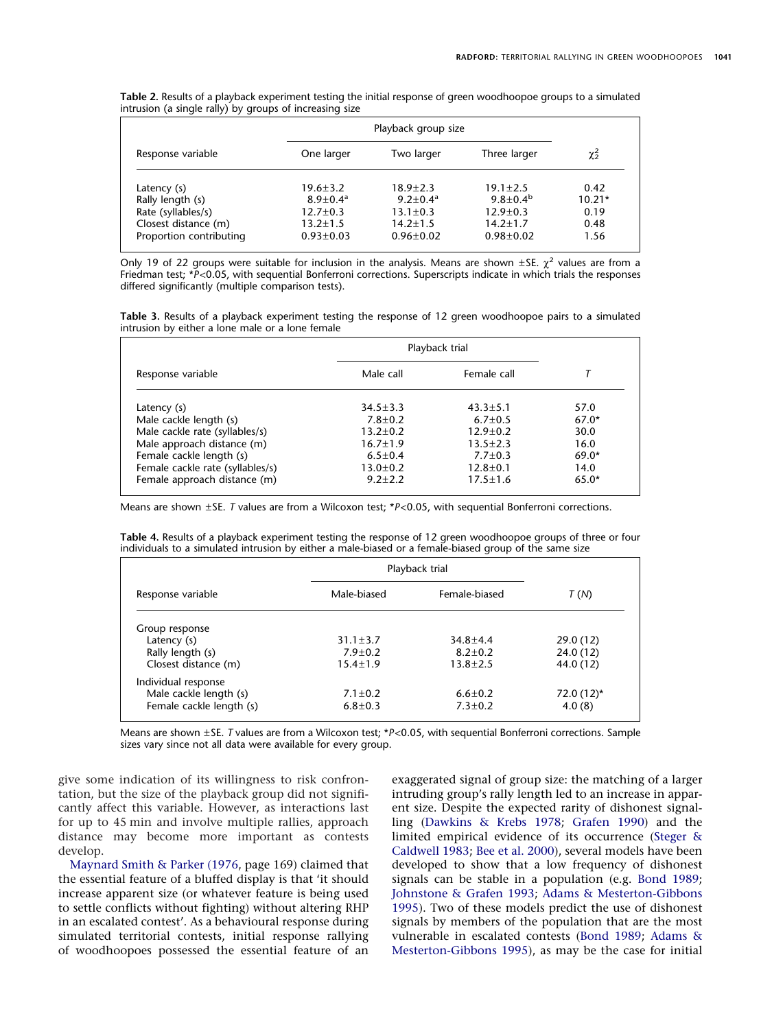**Table 2.** Results of a playback experiment testing the initial response of green woodhoopoe groups to a simulated intrusion (a single rally) by groups of increasing size

| Response variable | Playback group size | | | $\chi^2_2$ |
|---|---|---|---|---|
| | One larger | Two larger | Three larger | |
| Latency (s) | 19.6±3.2 | 18.9±2.3 | 19.1±2.5 | 0.42 |
| Rally length (s) | 8.9±0.4[a] | 9.2±0.4[a] | 9.8±0.4[b] | 10.21* |
| Rate (syllables/s) | 12.7±0.3 | 13.1±0.3 | 12.9±0.3 | 0.19 |
| Closest distance (m) | 13.2±1.5 | 14.2±1.5 | 14.2±1.7 | 0.48 |
| Proportion contributing | 0.93±0.03 | 0.96±0.02 | 0.98±0.02 | 1.56 |

Only 19 of 22 groups were suitable for inclusion in the analysis. Means are shown ±SE. $\chi^2$ values are from a Friedman test; *$P$<0.05, with sequential Bonferroni corrections. Superscripts indicate in which trials the responses differed significantly (multiple comparison tests).

**Table 3.** Results of a playback experiment testing the response of 12 green woodhoopoe pairs to a simulated intrusion by either a lone male or a lone female

| Response variable | Playback trial | | $T$ |
|---|---|---|---|
| | Male call | Female call | |
| Latency (s) | 34.5±3.3 | 43.3±5.1 | 57.0 |
| Male cackle length (s) | 7.8±0.2 | 6.7±0.5 | 67.0* |
| Male cackle rate (syllables/s) | 13.2±0.2 | 12.9±0.2 | 30.0 |
| Male approach distance (m) | 16.7±1.9 | 13.5±2.3 | 16.0 |
| Female cackle length (s) | 6.5±0.4 | 7.7±0.3 | 69.0* |
| Female cackle rate (syllables/s) | 13.0±0.2 | 12.8±0.1 | 14.0 |
| Female approach distance (m) | 9.2±2.2 | 17.5±1.6 | 65.0* |

Means are shown ±SE. $T$ values are from a Wilcoxon test; *$P$<0.05, with sequential Bonferroni corrections.

**Table 4.** Results of a playback experiment testing the response of 12 green woodhoopoe groups of three or four individuals to a simulated intrusion by either a male-biased or a female-biased group of the same size

| Response variable | Playback trial | | $T$ ($N$) |
|---|---|---|---|
| | Male-biased | Female-biased | |
| Group response | | | |
| Latency (s) | 31.1±3.7 | 34.8±4.4 | 29.0 (12) |
| Rally length (s) | 7.9±0.2 | 8.2±0.2 | 24.0 (12) |
| Closest distance (m) | 15.4±1.9 | 13.8±2.5 | 44.0 (12) |
| Individual response | | | |
| Male cackle length (s) | 7.1±0.2 | 6.6±0.2 | 72.0 (12)* |
| Female cackle length (s) | 6.8±0.3 | 7.3±0.2 | 4.0 (8) |

Means are shown ±SE. $T$ values are from a Wilcoxon test; *$P$<0.05, with sequential Bonferroni corrections. Sample sizes vary since not all data were available for every group.

give some indication of its willingness to risk confrontation, but the size of the playback group did not significantly affect this variable. However, as interactions last for up to 45 min and involve multiple rallies, approach distance may become more important as contests develop.

Maynard Smith & Parker (1976, page 169) claimed that the essential feature of a bluffed display is that 'it should increase apparent size (or whatever feature is being used to settle conflicts without fighting) without altering RHP in an escalated contest'. As a behavioural response during simulated territorial contests, initial response rallying of woodhoopoes possessed the essential feature of an exaggerated signal of group size: the matching of a larger intruding group's rally length led to an increase in apparent size. Despite the expected rarity of dishonest signalling (Dawkins & Krebs 1978; Grafen 1990) and the limited empirical evidence of its occurrence (Steger & Caldwell 1983; Bee et al. 2000), several models have been developed to show that a low frequency of dishonest signals can be stable in a population (e.g. Bond 1989; Johnstone & Grafen 1993; Adams & Mesterton-Gibbons 1995). Two of these models predict the use of dishonest signals by members of the population that are the most vulnerable in escalated contests (Bond 1989; Adams & Mesterton-Gibbons 1995), as may be the case for initial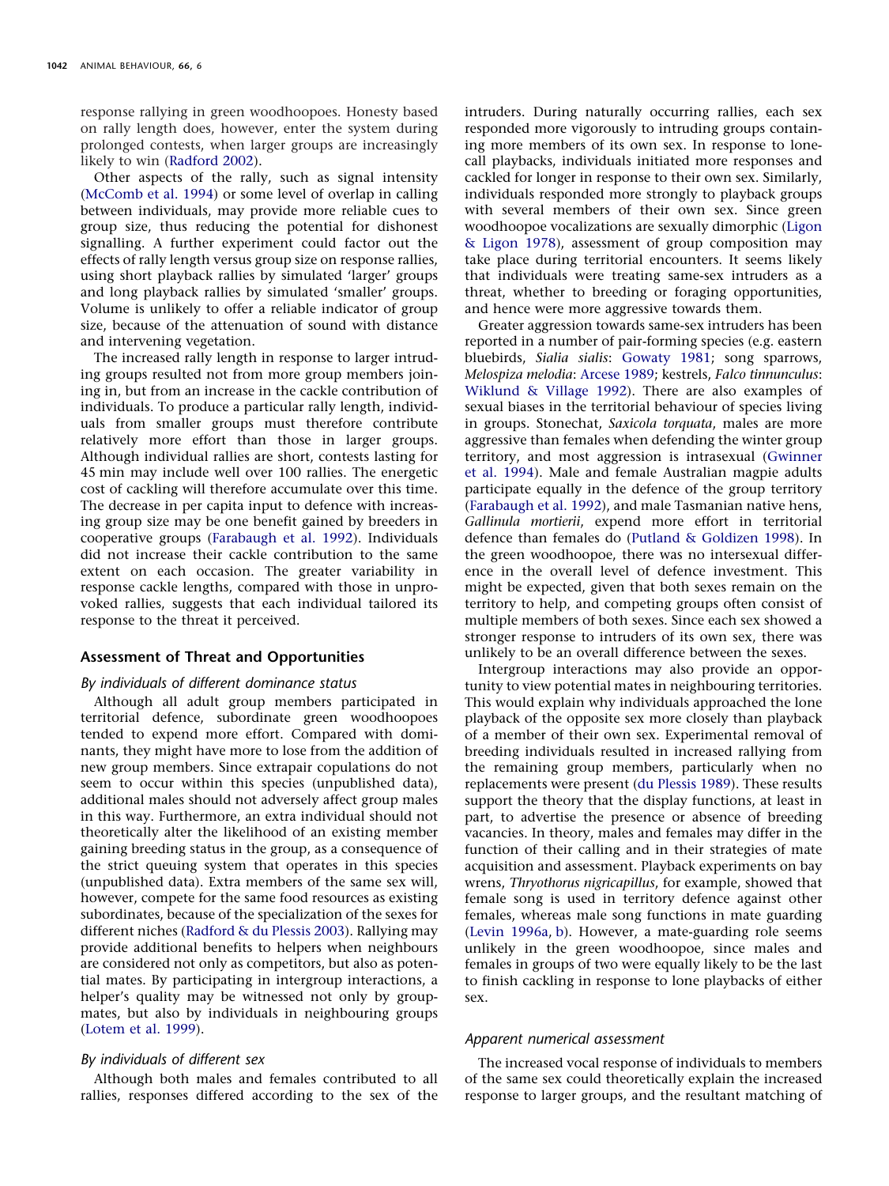response rallying in green woodhoopoes. Honesty based on rally length does, however, enter the system during prolonged contests, when larger groups are increasingly likely to win (Radford 2002).

Other aspects of the rally, such as signal intensity (McComb et al. 1994) or some level of overlap in calling between individuals, may provide more reliable cues to group size, thus reducing the potential for dishonest signalling. A further experiment could factor out the effects of rally length versus group size on response rallies, using short playback rallies by simulated 'larger' groups and long playback rallies by simulated 'smaller' groups. Volume is unlikely to offer a reliable indicator of group size, because of the attenuation of sound with distance and intervening vegetation.

The increased rally length in response to larger intruding groups resulted not from more group members joining in, but from an increase in the cackle contribution of individuals. To produce a particular rally length, individuals from smaller groups must therefore contribute relatively more effort than those in larger groups. Although individual rallies are short, contests lasting for 45 min may include well over 100 rallies. The energetic cost of cackling will therefore accumulate over this time. The decrease in per capita input to defence with increasing group size may be one benefit gained by breeders in cooperative groups (Farabaugh et al. 1992). Individuals did not increase their cackle contribution to the same extent on each occasion. The greater variability in response cackle lengths, compared with those in unprovoked rallies, suggests that each individual tailored its response to the threat it perceived.

## Assessment of Threat and Opportunities

### *By individuals of different dominance status*

Although all adult group members participated in territorial defence, subordinate green woodhoopoes tended to expend more effort. Compared with dominants, they might have more to lose from the addition of new group members. Since extrapair copulations do not seem to occur within this species (unpublished data), additional males should not adversely affect group males in this way. Furthermore, an extra individual should not theoretically alter the likelihood of an existing member gaining breeding status in the group, as a consequence of the strict queuing system that operates in this species (unpublished data). Extra members of the same sex will, however, compete for the same food resources as existing subordinates, because of the specialization of the sexes for different niches (Radford & du Plessis 2003). Rallying may provide additional benefits to helpers when neighbours are considered not only as competitors, but also as potential mates. By participating in intergroup interactions, a helper's quality may be witnessed not only by groupmates, but also by individuals in neighbouring groups (Lotem et al. 1999).

### *By individuals of different sex*

Although both males and females contributed to all rallies, responses differed according to the sex of the intruders. During naturally occurring rallies, each sex responded more vigorously to intruding groups containing more members of its own sex. In response to lone-call playbacks, individuals initiated more responses and cackled for longer in response to their own sex. Similarly, individuals responded more strongly to playback groups with several members of their own sex. Since green woodhoopoe vocalizations are sexually dimorphic (Ligon & Ligon 1978), assessment of group composition may take place during territorial encounters. It seems likely that individuals were treating same-sex intruders as a threat, whether to breeding or foraging opportunities, and hence were more aggressive towards them.

Greater aggression towards same-sex intruders has been reported in a number of pair-forming species (e.g. eastern bluebirds, *Sialia sialis*: Gowaty 1981; song sparrows, *Melospiza melodia*: Arcese 1989; kestrels, *Falco tinnunculus*: Wiklund & Village 1992). There are also examples of sexual biases in the territorial behaviour of species living in groups. Stonechat, *Saxicola torquata*, males are more aggressive than females when defending the winter group territory, and most aggression is intrasexual (Gwinner et al. 1994). Male and female Australian magpie adults participate equally in the defence of the group territory (Farabaugh et al. 1992), and male Tasmanian native hens, *Gallinula mortierii*, expend more effort in territorial defence than females do (Putland & Goldizen 1998). In the green woodhoopoe, there was no intersexual difference in the overall level of defence investment. This might be expected, given that both sexes remain on the territory to help, and competing groups often consist of multiple members of both sexes. Since each sex showed a stronger response to intruders of its own sex, there was unlikely to be an overall difference between the sexes.

Intergroup interactions may also provide an opportunity to view potential mates in neighbouring territories. This would explain why individuals approached the lone playback of the opposite sex more closely than playback of a member of their own sex. Experimental removal of breeding individuals resulted in increased rallying from the remaining group members, particularly when no replacements were present (du Plessis 1989). These results support the theory that the display functions, at least in part, to advertise the presence or absence of breeding vacancies. In theory, males and females may differ in the function of their calling and in their strategies of mate acquisition and assessment. Playback experiments on bay wrens, *Thryothorus nigricapillus*, for example, showed that female song is used in territory defence against other females, whereas male song functions in mate guarding (Levin 1996a, b). However, a mate-guarding role seems unlikely in the green woodhoopoe, since males and females in groups of two were equally likely to be the last to finish cackling in response to lone playbacks of either sex.

### *Apparent numerical assessment*

The increased vocal response of individuals to members of the same sex could theoretically explain the increased response to larger groups, and the resultant matching of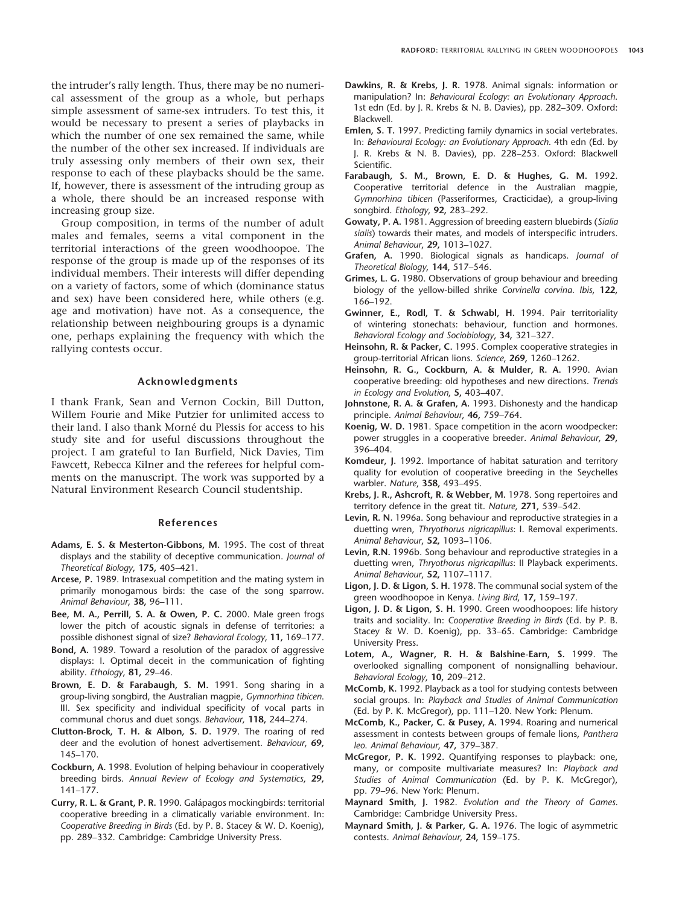the intruder's rally length. Thus, there may be no numerical assessment of the group as a whole, but perhaps simple assessment of same-sex intruders. To test this, it would be necessary to present a series of playbacks in which the number of one sex remained the same, while the number of the other sex increased. If individuals are truly assessing only members of their own sex, their response to each of these playbacks should be the same. If, however, there is assessment of the intruding group as a whole, there should be an increased response with increasing group size.

Group composition, in terms of the number of adult males and females, seems a vital component in the territorial interactions of the green woodhoopoe. The response of the group is made up of the responses of its individual members. Their interests will differ depending on a variety of factors, some of which (dominance status and sex) have been considered here, while others (e.g. age and motivation) have not. As a consequence, the relationship between neighbouring groups is a dynamic one, perhaps explaining the frequency with which the rallying contests occur.

## Acknowledgments

I thank Frank, Sean and Vernon Cockin, Bill Dutton, Willem Fourie and Mike Putzier for unlimited access to their land. I also thank Morné du Plessis for access to his study site and for useful discussions throughout the project. I am grateful to Ian Burfield, Nick Davies, Tim Fawcett, Rebecca Kilner and the referees for helpful comments on the manuscript. The work was supported by a Natural Environment Research Council studentship.

## References

**Adams, E. S. & Mesterton-Gibbons, M.** 1995. The cost of threat displays and the stability of deceptive communication. *Journal of Theoretical Biology*, **175,** 405–421.

**Arcese, P.** 1989. Intrasexual competition and the mating system in primarily monogamous birds: the case of the song sparrow. *Animal Behaviour*, **38,** 96–111.

**Bee, M. A., Perrill, S. A. & Owen, P. C.** 2000. Male green frogs lower the pitch of acoustic signals in defense of territories: a possible dishonest signal of size? *Behavioral Ecology*, **11,** 169–177.

**Bond, A.** 1989. Toward a resolution of the paradox of aggressive displays: I. Optimal deceit in the communication of fighting ability. *Ethology*, **81,** 29–46.

**Brown, E. D. & Farabaugh, S. M.** 1991. Song sharing in a group-living songbird, the Australian magpie, *Gymnorhina tibicen*. III. Sex specificity and individual specificity of vocal parts in communal chorus and duet songs. *Behaviour*, **118,** 244–274.

**Clutton-Brock, T. H. & Albon, S. D.** 1979. The roaring of red deer and the evolution of honest advertisement. *Behaviour*, **69,** 145–170.

**Cockburn, A.** 1998. Evolution of helping behaviour in cooperatively breeding birds. *Annual Review of Ecology and Systematics*, **29,** 141–177.

**Curry, R. L. & Grant, P. R.** 1990. Galápagos mockingbirds: territorial cooperative breeding in a climatically variable environment. In: *Cooperative Breeding in Birds* (Ed. by P. B. Stacey & W. D. Koenig), pp. 289–332. Cambridge: Cambridge University Press.

**Dawkins, R. & Krebs, J. R.** 1978. Animal signals: information or manipulation? In: *Behavioural Ecology: an Evolutionary Approach*. 1st edn (Ed. by J. R. Krebs & N. B. Davies), pp. 282–309. Oxford: Blackwell.

**Emlen, S. T.** 1997. Predicting family dynamics in social vertebrates. In: *Behavioural Ecology: an Evolutionary Approach*. 4th edn (Ed. by J. R. Krebs & N. B. Davies), pp. 228–253. Oxford: Blackwell Scientific.

**Farabaugh, S. M., Brown, E. D. & Hughes, G. M.** 1992. Cooperative territorial defence in the Australian magpie, *Gymnorhina tibicen* (Passeriformes, Cracticidae), a group-living songbird. *Ethology*, **92,** 283–292.

**Gowaty, P. A.** 1981. Aggression of breeding eastern bluebirds (*Sialia sialis*) towards their mates, and models of interspecific intruders. *Animal Behaviour*, **29,** 1013–1027.

**Grafen, A.** 1990. Biological signals as handicaps. *Journal of Theoretical Biology*, **144,** 517–546.

**Grimes, L. G.** 1980. Observations of group behaviour and breeding biology of the yellow-billed shrike *Corvinella corvina*. *Ibis*, **122,** 166–192.

**Gwinner, E., Rodl, T. & Schwabl, H.** 1994. Pair territoriality of wintering stonechats: behaviour, function and hormones. *Behavioral Ecology and Sociobiology*, **34,** 321–327.

**Heinsohn, R. & Packer, C.** 1995. Complex cooperative strategies in group-territorial African lions. *Science*, **269,** 1260–1262.

**Heinsohn, R. G., Cockburn, A. & Mulder, R. A.** 1990. Avian cooperative breeding: old hypotheses and new directions. *Trends in Ecology and Evolution*, **5,** 403–407.

**Johnstone, R. A. & Grafen, A.** 1993. Dishonesty and the handicap principle. *Animal Behaviour*, **46,** 759–764.

**Koenig, W. D.** 1981. Space competition in the acorn woodpecker: power struggles in a cooperative breeder. *Animal Behaviour*, **29,** 396–404.

**Komdeur, J.** 1992. Importance of habitat saturation and territory quality for evolution of cooperative breeding in the Seychelles warbler. *Nature*, **358,** 493–495.

**Krebs, J. R., Ashcroft, R. & Webber, M.** 1978. Song repertoires and territory defence in the great tit. *Nature*, **271,** 539–542.

**Levin, R. N.** 1996a. Song behaviour and reproductive strategies in a duetting wren, *Thryothorus nigricapillus*: I. Removal experiments. *Animal Behaviour*, **52,** 1093–1106.

**Levin, R.N.** 1996b. Song behaviour and reproductive strategies in a duetting wren, *Thryothorus nigricapillus*: II Playback experiments. *Animal Behaviour*, **52,** 1107–1117.

**Ligon, J. D. & Ligon, S. H.** 1978. The communal social system of the green woodhoopoe in Kenya. *Living Bird*, **17,** 159–197.

**Ligon, J. D. & Ligon, S. H.** 1990. Green woodhoopoes: life history traits and sociality. In: *Cooperative Breeding in Birds* (Ed. by P. B. Stacey & W. D. Koenig), pp. 33–65. Cambridge: Cambridge University Press.

**Lotem, A., Wagner, R. H. & Balshine-Earn, S.** 1999. The overlooked signalling component of nonsignalling behaviour. *Behavioral Ecology*, **10,** 209–212.

**McComb, K.** 1992. Playback as a tool for studying contests between social groups. In: *Playback and Studies of Animal Communication* (Ed. by P. K. McGregor), pp. 111–120. New York: Plenum.

**McComb, K., Packer, C. & Pusey, A.** 1994. Roaring and numerical assessment in contests between groups of female lions, *Panthera leo*. *Animal Behaviour*, **47,** 379–387.

**McGregor, P. K.** 1992. Quantifying responses to playback: one, many, or composite multivariate measures? In: *Playback and Studies of Animal Communication* (Ed. by P. K. McGregor), pp. 79–96. New York: Plenum.

**Maynard Smith, J.** 1982. *Evolution and the Theory of Games*. Cambridge: Cambridge University Press.

**Maynard Smith, J. & Parker, G. A.** 1976. The logic of asymmetric contests. *Animal Behaviour*, **24,** 159–175.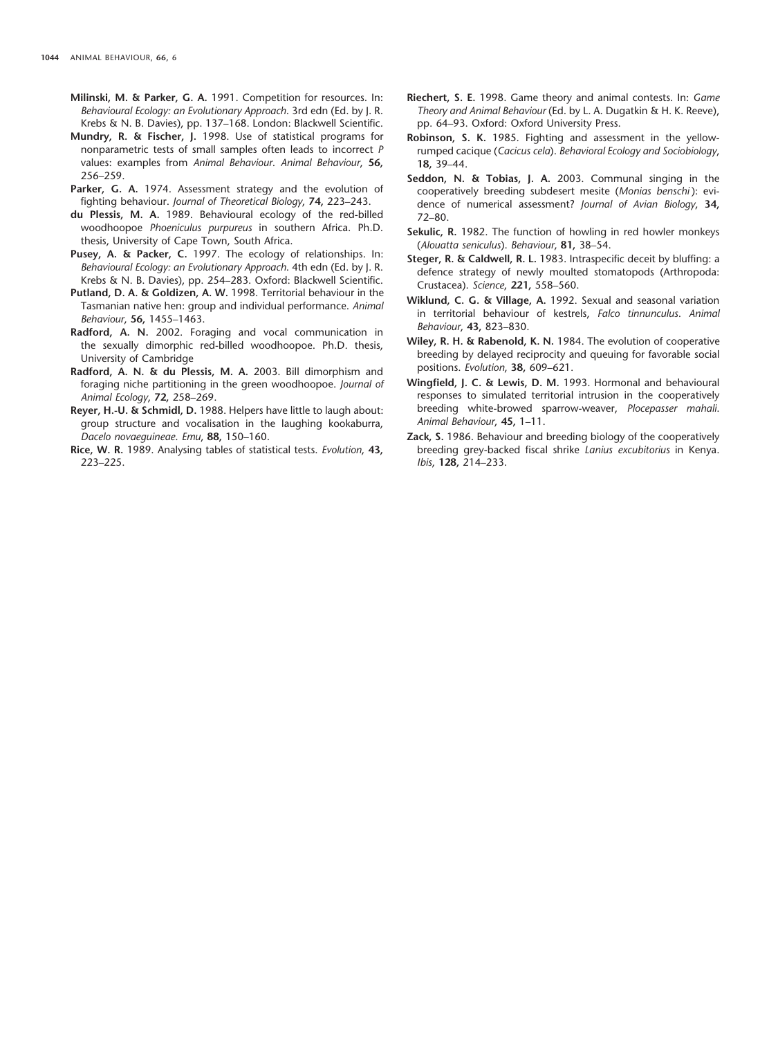**Milinski, M. & Parker, G. A.** 1991. Competition for resources. In: *Behavioural Ecology: an Evolutionary Approach*. 3rd edn (Ed. by J. R. Krebs & N. B. Davies), pp. 137–168. London: Blackwell Scientific.

**Mundry, R. & Fischer, J.** 1998. Use of statistical programs for nonparametric tests of small samples often leads to incorrect *P* values: examples from *Animal Behaviour*. *Animal Behaviour*, **56,** 256–259.

**Parker, G. A.** 1974. Assessment strategy and the evolution of fighting behaviour. *Journal of Theoretical Biology*, **74,** 223–243.

**du Plessis, M. A.** 1989. Behavioural ecology of the red-billed woodhoopoe *Phoeniculus purpureus* in southern Africa. Ph.D. thesis, University of Cape Town, South Africa.

**Pusey, A. & Packer, C.** 1997. The ecology of relationships. In: *Behavioural Ecology: an Evolutionary Approach*. 4th edn (Ed. by J. R. Krebs & N. B. Davies), pp. 254–283. Oxford: Blackwell Scientific.

**Putland, D. A. & Goldizen, A. W.** 1998. Territorial behaviour in the Tasmanian native hen: group and individual performance. *Animal Behaviour*, **56,** 1455–1463.

**Radford, A. N.** 2002. Foraging and vocal communication in the sexually dimorphic red-billed woodhoopoe. Ph.D. thesis, University of Cambridge

**Radford, A. N. & du Plessis, M. A.** 2003. Bill dimorphism and foraging niche partitioning in the green woodhoopoe. *Journal of Animal Ecology*, **72,** 258–269.

**Reyer, H.-U. & Schmidl, D.** 1988. Helpers have little to laugh about: group structure and vocalisation in the laughing kookaburra, *Dacelo novaeguineae*. *Emu*, **88,** 150–160.

**Rice, W. R.** 1989. Analysing tables of statistical tests. *Evolution*, **43,** 223–225.

**Riechert, S. E.** 1998. Game theory and animal contests. In: *Game Theory and Animal Behaviour* (Ed. by L. A. Dugatkin & H. K. Reeve), pp. 64–93. Oxford: Oxford University Press.

**Robinson, S. K.** 1985. Fighting and assessment in the yellow-rumped cacique (*Cacicus cela*). *Behavioral Ecology and Sociobiology*, **18,** 39–44.

**Seddon, N. & Tobias, J. A.** 2003. Communal singing in the cooperatively breeding subdesert mesite (*Monias benschi*): evidence of numerical assessment? *Journal of Avian Biology*, **34,** 72–80.

**Sekulic, R.** 1982. The function of howling in red howler monkeys (*Alouatta seniculus*). *Behaviour*, **81,** 38–54.

**Steger, R. & Caldwell, R. L.** 1983. Intraspecific deceit by bluffing: a defence strategy of newly moulted stomatopods (Arthropoda: Crustacea). *Science*, **221,** 558–560.

**Wiklund, C. G. & Village, A.** 1992. Sexual and seasonal variation in territorial behaviour of kestrels, *Falco tinnunculus*. *Animal Behaviour*, **43,** 823–830.

**Wiley, R. H. & Rabenold, K. N.** 1984. The evolution of cooperative breeding by delayed reciprocity and queuing for favorable social positions. *Evolution*, **38,** 609–621.

**Wingfield, J. C. & Lewis, D. M.** 1993. Hormonal and behavioural responses to simulated territorial intrusion in the cooperatively breeding white-browed sparrow-weaver, *Plocepasser mahali*. *Animal Behaviour*, **45,** 1–11.

**Zack, S.** 1986. Behaviour and breeding biology of the cooperatively breeding grey-backed fiscal shrike *Lanius excubitorius* in Kenya. *Ibis*, **128,** 214–233.